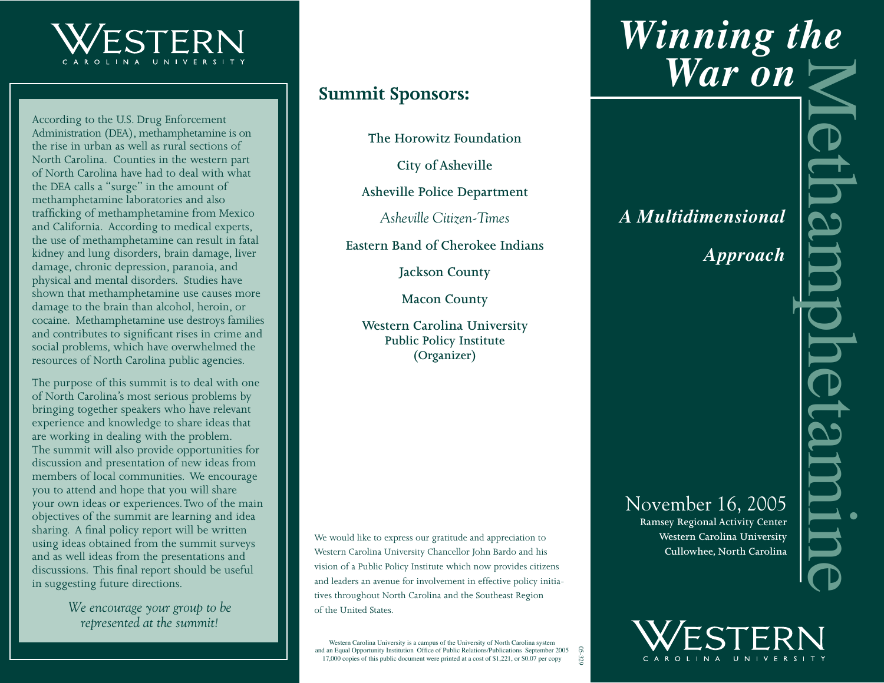WESTERN CAROLINA UNIVERSITY

According to the U.S. Drug Enforcement Administration (DEA), methamphetamine is on the rise in urban as well as rural sections of North Carolina. Counties in the western part of North Carolina have had to deal with what the DEA calls a "surge" in the amount of methamphetamine laboratories and also trafficking of methamphetamine from Mexico and California. According to medical experts, the use of methamphetamine can result in fatal kidney and lung disorders, brain damage, liver damage, chronic depression, paranoia, and physical and mental disorders. Studies have shown that methamphetamine use causes more damage to the brain than alcohol, heroin, or cocaine. Methamphetamine use destroys families and contributes to significant rises in crime and social problems, which have overwhelmed the resources of North Carolina public agencies.

The purpose of this summit is to deal with one of North Carolina's most serious problems by bringing together speakers who have relevant experience and knowledge to share ideas that are working in dealing with the problem. The summit will also provide opportunities for discussion and presentation of new ideas from members of local communities. We encourage you to attend and hope that you will share your own ideas or experiences. Two of the main objectives of the summit are learning and idea sharing. A final policy report will be written using ideas obtained from the summit surveys and as well ideas from the presentations and discussions. This final report should be useful in suggesting future directions.

*We encourage your group to be represented at the summit!*

## Summit Sponsors:

The Horowitz Foundation

City of Asheville

Asheville Police Department

*Asheville Citizen-Times*

Eastern Band of Cherokee Indians

Jackson County

Macon County

Western Carolina University
Public Policy Institute
(Organizer)

We would like to express our gratitude and appreciation to Western Carolina University Chancellor John Bardo and his vision of a Public Policy Institute which now provides citizens and leaders an avenue for involvement in effective policy initiatives throughout North Carolina and the Southeast Region of the United States.

Western Carolina University is a campus of the University of North Carolina system and an Equal Opportunity Institution Office of Public Relations/Publications September 2005
17,000 copies of this public document were printed at a cost of $1,221, or $0.07 per copy

05-329

# *Winning the War on* Methamphetamine

## *A Multidimensional Approach*

November 16, 2005
**Ramsey Regional Activity Center**
**Western Carolina University**
**Cullowhee, North Carolina**

WESTERN CAROLINA UNIVERSITY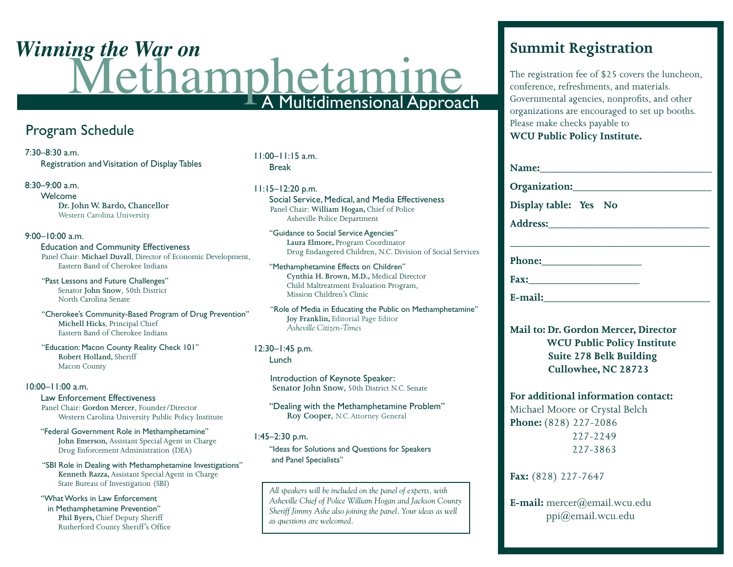# *Winning the War on* Methamphetamine

## A Multidimensional Approach

## Program Schedule

**7:30–8:30 a.m.**
Registration and Visitation of Display Tables

**8:30–9:00 a.m.**
Welcome
**Dr. John W. Bardo, Chancellor**
Western Carolina University

**9:00–10:00 a.m.**
Education and Community Effectiveness
Panel Chair: **Michael Duvall**, Director of Economic Development, Eastern Band of Cherokee Indians

"Past Lessons and Future Challenges"
Senator **John Snow**, 50th District
North Carolina Senate

"Cherokee's Community-Based Program of Drug Prevention"
**Michell Hicks**, Principal Chief
Eastern Band of Cherokee Indians

"Education: Macon County Reality Check 101"
**Robert Holland,** Sheriff
Macon County

**10:00–11:00 a.m.**
Law Enforcement Effectiveness
Panel Chair: **Gordon Mercer**, Founder/Director
Western Carolina University Public Policy Institute

"Federal Government Role in Methamphetamine"
**John Emerson,** Assistant Special Agent in Charge
Drug Enforcement Administration (DEA)

"SBI Role in Dealing with Methamphetamine Investigations"
**Kenneth Razza,** Assistant Special Agent in Charge
State Bureau of Investigation (SBI)

"What Works in Law Enforcement in Methamphetamine Prevention"
**Phil Byers,** Chief Deputy Sheriff
Rutherford County Sheriff's Office

**11:00–11:15 a.m.**
Break

**11:15–12:20 p.m.**
Social Service, Medical, and Media Effectiveness
Panel Chair: **William Hogan,** Chief of Police
Asheville Police Department

"Guidance to Social Service Agencies"
**Laura Elmore,** Program Coordinator
Drug Endangered Children, N.C. Division of Social Services

"Methamphetamine Effects on Children"
**Cynthia H. Brown, M.D.,** Medical Director
Child Maltreatment Evaluation Program,
Mission Children's Clinic

"Role of Media in Educating the Public on Methamphetamine"
**Joy Franklin,** Editorial Page Editor
*Asheville Citizen-Times*

**12:30–1:45 p.m.**
Lunch

Introduction of Keynote Speaker:
**Senator John Snow**, 50th District N.C. Senate

"Dealing with the Methamphetamine Problem"
**Roy Cooper**, N.C. Attorney General

**1:45–2:30 p.m.**
"Ideas for Solutions and Questions for Speakers and Panel Specialists"

*All speakers will be included on the panel of experts, with Asheville Chief of Police William Hogan and Jackson County Sheriff Jimmy Ashe also joining the panel. Your ideas as well as questions are welcomed.*

## Summit Registration

The registration fee of $25 covers the luncheon, conference, refreshments, and materials. Governmental agencies, nonprofits, and other organizations are encouraged to set up booths. Please make checks payable to **WCU Public Policy Institute.**

**Name:**______________________________

**Organization:**________________________

**Display table: Yes No**

**Address:**____________________________

_______________________________________

**Phone:**________________

**Fax:**__________________

**E-mail:**______________________________

**Mail to: Dr. Gordon Mercer, Director**
**WCU Public Policy Institute**
**Suite 278 Belk Building**
**Cullowhee, NC 28723**

**For additional information contact:**
Michael Moore or Crystal Belch
**Phone:** (828) 227-2086
227-2249
227-3863

**Fax:** (828) 227-7647

**E-mail:** mercer@email.wcu.edu
ppi@email.wcu.edu